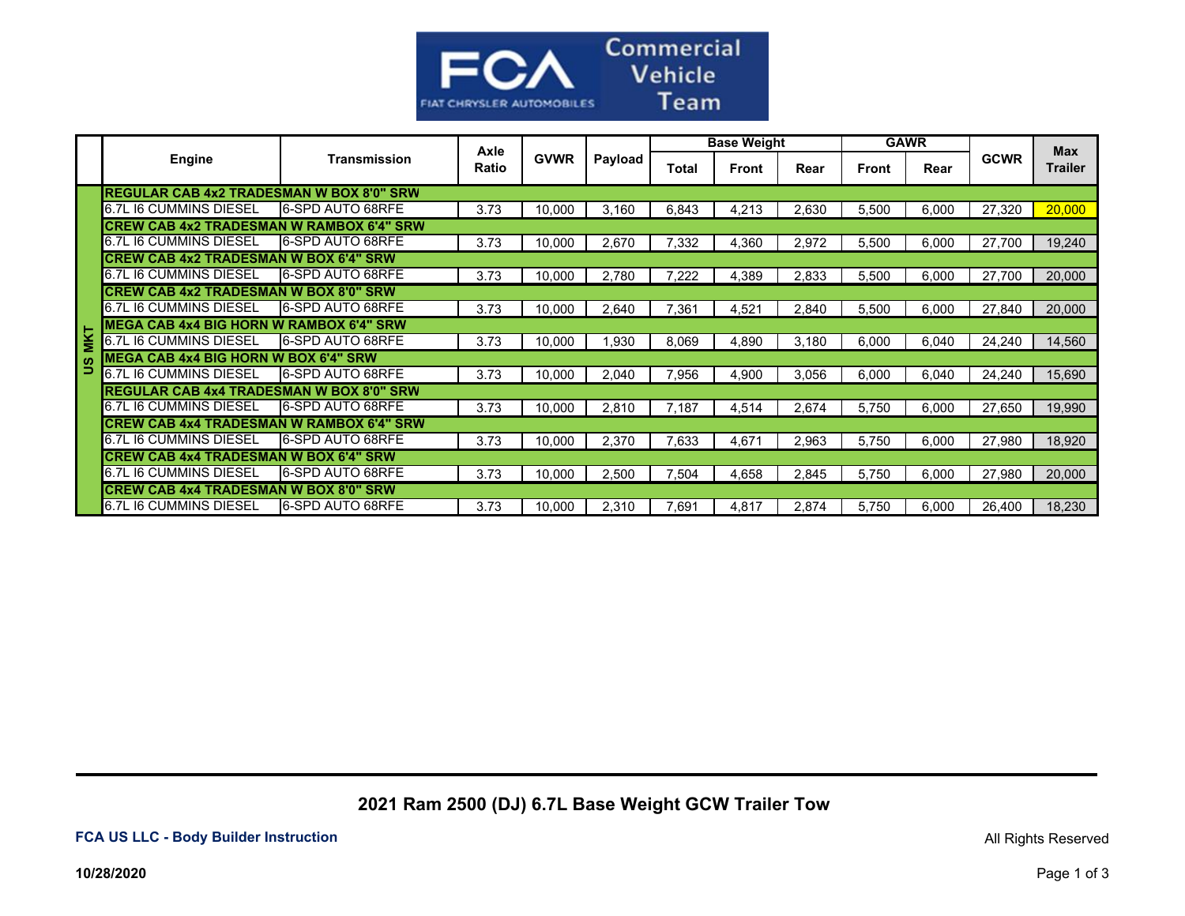FCA Commercial Vehicle Team

| | Engine | Transmission | Axle Ratio | GVWR | Payload | Base Weight | | | GAWR | | GCWR | Max Trailer |
|---|---|---|---|---|---|---|---|---|---|---|---|---|
| | | | | | | Total | Front | Rear | Front | Rear | | |
| US MKT | **REGULAR CAB 4x2 TRADESMAN W BOX 8'0" SRW** | | | | | | | | | | | |
| | 6.7L I6 CUMMINS DIESEL | 6-SPD AUTO 68RFE | 3.73 | 10,000 | 3,160 | 6,843 | 4,213 | 2,630 | 5,500 | 6,000 | 27,320 | 20,000 |
| | **CREW CAB 4x2 TRADESMAN W RAMBOX 6'4" SRW** | | | | | | | | | | | |
| | 6.7L I6 CUMMINS DIESEL | 6-SPD AUTO 68RFE | 3.73 | 10,000 | 2,670 | 7,332 | 4,360 | 2,972 | 5,500 | 6,000 | 27,700 | 19,240 |
| | **CREW CAB 4x2 TRADESMAN W BOX 6'4" SRW** | | | | | | | | | | | |
| | 6.7L I6 CUMMINS DIESEL | 6-SPD AUTO 68RFE | 3.73 | 10,000 | 2,780 | 7,222 | 4,389 | 2,833 | 5,500 | 6,000 | 27,700 | 20,000 |
| | **CREW CAB 4x2 TRADESMAN W BOX 8'0" SRW** | | | | | | | | | | | |
| | 6.7L I6 CUMMINS DIESEL | 6-SPD AUTO 68RFE | 3.73 | 10,000 | 2,640 | 7,361 | 4,521 | 2,840 | 5,500 | 6,000 | 27,840 | 20,000 |
| | **MEGA CAB 4x4 BIG HORN W RAMBOX 6'4" SRW** | | | | | | | | | | | |
| | 6.7L I6 CUMMINS DIESEL | 6-SPD AUTO 68RFE | 3.73 | 10,000 | 1,930 | 8,069 | 4,890 | 3,180 | 6,000 | 6,040 | 24,240 | 14,560 |
| | **MEGA CAB 4x4 BIG HORN W BOX 6'4" SRW** | | | | | | | | | | | |
| | 6.7L I6 CUMMINS DIESEL | 6-SPD AUTO 68RFE | 3.73 | 10,000 | 2,040 | 7,956 | 4,900 | 3,056 | 6,000 | 6,040 | 24,240 | 15,690 |
| | **REGULAR CAB 4x4 TRADESMAN W BOX 8'0" SRW** | | | | | | | | | | | |
| | 6.7L I6 CUMMINS DIESEL | 6-SPD AUTO 68RFE | 3.73 | 10,000 | 2,810 | 7,187 | 4,514 | 2,674 | 5,750 | 6,000 | 27,650 | 19,990 |
| | **CREW CAB 4x4 TRADESMAN W RAMBOX 6'4" SRW** | | | | | | | | | | | |
| | 6.7L I6 CUMMINS DIESEL | 6-SPD AUTO 68RFE | 3.73 | 10,000 | 2,370 | 7,633 | 4,671 | 2,963 | 5,750 | 6,000 | 27,980 | 18,920 |
| | **CREW CAB 4x4 TRADESMAN W BOX 6'4" SRW** | | | | | | | | | | | |
| | 6.7L I6 CUMMINS DIESEL | 6-SPD AUTO 68RFE | 3.73 | 10,000 | 2,500 | 7,504 | 4,658 | 2,845 | 5,750 | 6,000 | 27,980 | 20,000 |
| | **CREW CAB 4x4 TRADESMAN W BOX 8'0" SRW** | | | | | | | | | | | |
| | 6.7L I6 CUMMINS DIESEL | 6-SPD AUTO 68RFE | 3.73 | 10,000 | 2,310 | 7,691 | 4,817 | 2,874 | 5,750 | 6,000 | 26,400 | 18,230 |

## 2021 Ram 2500 (DJ) 6.7L Base Weight GCW Trailer Tow

**FCA US LLC - Body Builder Instruction**

All Rights Reserved

**10/28/2020**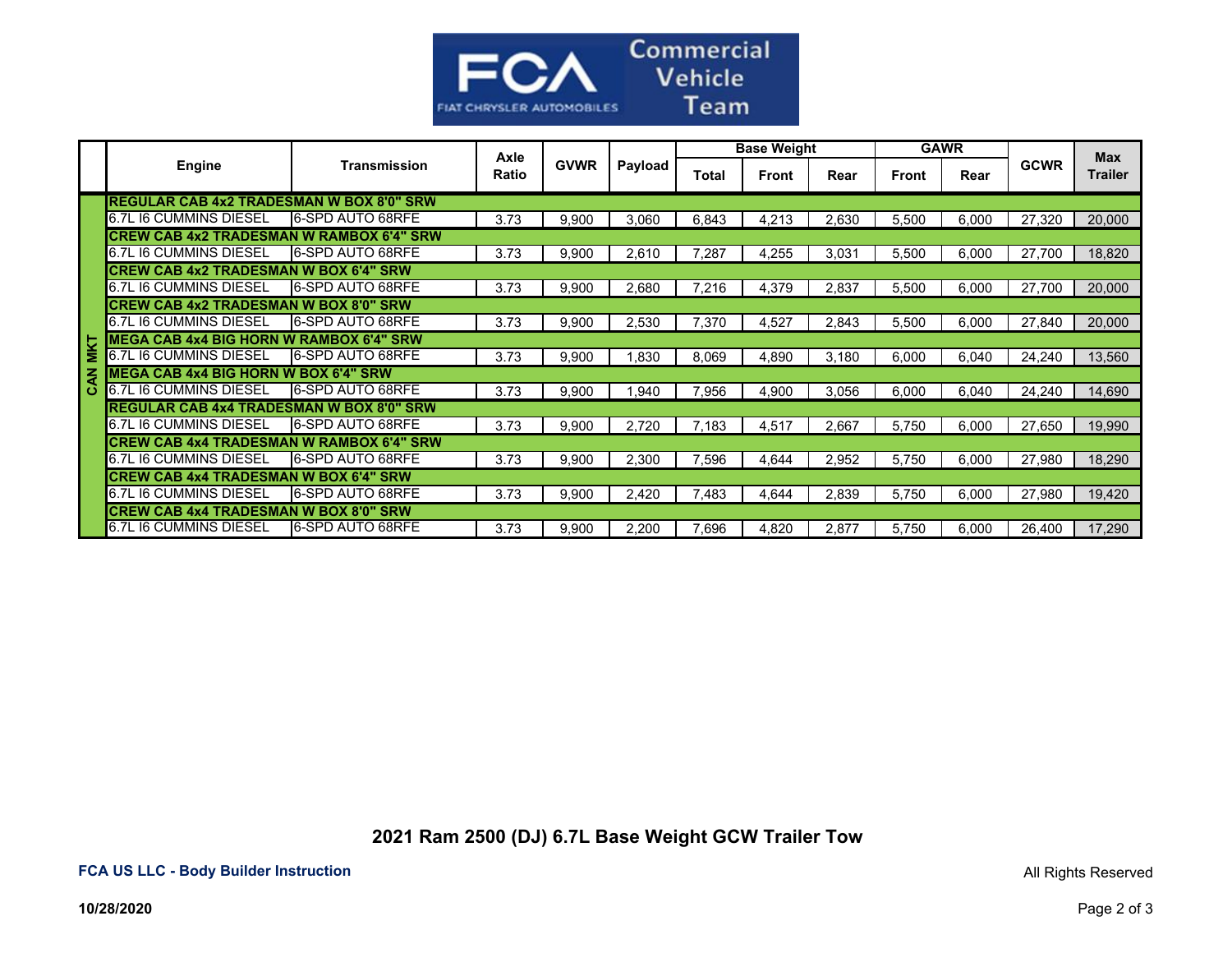FCA Commercial Vehicle Team

| | Engine | Transmission | Axle Ratio | GVWR | Payload | Base Weight | | | GAWR | | GCWR | Max Trailer |
|---|---|---|---|---|---|---|---|---|---|---|---|---|
| | | | | | | Total | Front | Rear | Front | Rear | | |
| CAN MKT | **REGULAR CAB 4x2 TRADESMAN W BOX 8'0" SRW** | | | | | | | | | | | |
| | 6.7L I6 CUMMINS DIESEL | 6-SPD AUTO 68RFE | 3.73 | 9,900 | 3,060 | 6,843 | 4,213 | 2,630 | 5,500 | 6,000 | 27,320 | 20,000 |
| | **CREW CAB 4x2 TRADESMAN W RAMBOX 6'4" SRW** | | | | | | | | | | | |
| | 6.7L I6 CUMMINS DIESEL | 6-SPD AUTO 68RFE | 3.73 | 9,900 | 2,610 | 7,287 | 4,255 | 3,031 | 5,500 | 6,000 | 27,700 | 18,820 |
| | **CREW CAB 4x2 TRADESMAN W BOX 6'4" SRW** | | | | | | | | | | | |
| | 6.7L I6 CUMMINS DIESEL | 6-SPD AUTO 68RFE | 3.73 | 9,900 | 2,680 | 7,216 | 4,379 | 2,837 | 5,500 | 6,000 | 27,700 | 20,000 |
| | **CREW CAB 4x2 TRADESMAN W BOX 8'0" SRW** | | | | | | | | | | | |
| | 6.7L I6 CUMMINS DIESEL | 6-SPD AUTO 68RFE | 3.73 | 9,900 | 2,530 | 7,370 | 4,527 | 2,843 | 5,500 | 6,000 | 27,840 | 20,000 |
| | **MEGA CAB 4x4 BIG HORN W RAMBOX 6'4" SRW** | | | | | | | | | | | |
| | 6.7L I6 CUMMINS DIESEL | 6-SPD AUTO 68RFE | 3.73 | 9,900 | 1,830 | 8,069 | 4,890 | 3,180 | 6,000 | 6,040 | 24,240 | 13,560 |
| | **MEGA CAB 4x4 BIG HORN W BOX 6'4" SRW** | | | | | | | | | | | |
| | 6.7L I6 CUMMINS DIESEL | 6-SPD AUTO 68RFE | 3.73 | 9,900 | 1,940 | 7,956 | 4,900 | 3,056 | 6,000 | 6,040 | 24,240 | 14,690 |
| | **REGULAR CAB 4x4 TRADESMAN W BOX 8'0" SRW** | | | | | | | | | | | |
| | 6.7L I6 CUMMINS DIESEL | 6-SPD AUTO 68RFE | 3.73 | 9,900 | 2,720 | 7,183 | 4,517 | 2,667 | 5,750 | 6,000 | 27,650 | 19,990 |
| | **CREW CAB 4x4 TRADESMAN W RAMBOX 6'4" SRW** | | | | | | | | | | | |
| | 6.7L I6 CUMMINS DIESEL | 6-SPD AUTO 68RFE | 3.73 | 9,900 | 2,300 | 7,596 | 4,644 | 2,952 | 5,750 | 6,000 | 27,980 | 18,290 |
| | **CREW CAB 4x4 TRADESMAN W BOX 6'4" SRW** | | | | | | | | | | | |
| | 6.7L I6 CUMMINS DIESEL | 6-SPD AUTO 68RFE | 3.73 | 9,900 | 2,420 | 7,483 | 4,644 | 2,839 | 5,750 | 6,000 | 27,980 | 19,420 |
| | **CREW CAB 4x4 TRADESMAN W BOX 8'0" SRW** | | | | | | | | | | | |
| | 6.7L I6 CUMMINS DIESEL | 6-SPD AUTO 68RFE | 3.73 | 9,900 | 2,200 | 7,696 | 4,820 | 2,877 | 5,750 | 6,000 | 26,400 | 17,290 |

## 2021 Ram 2500 (DJ) 6.7L Base Weight GCW Trailer Tow

**FCA US LLC - Body Builder Instruction**

All Rights Reserved

**10/28/2020**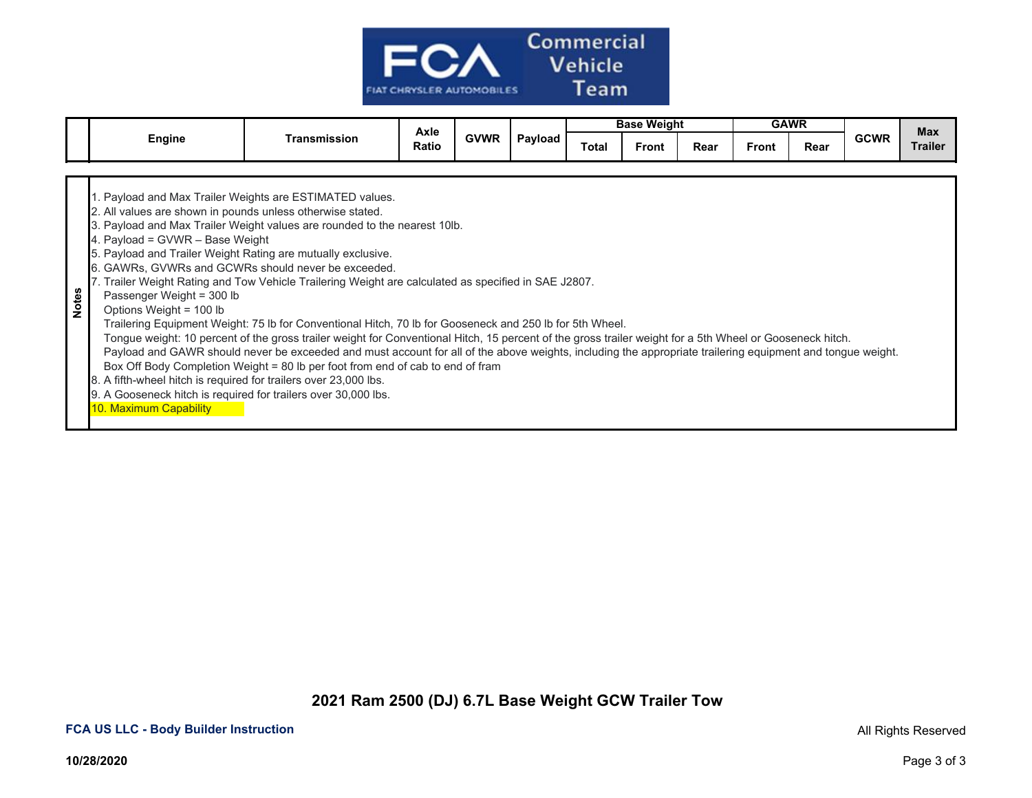FCA Commercial Vehicle Team

FIAT CHRYSLER AUTOMOBILES

|  | Engine | Transmission | Axle Ratio | GVWR | Payload | Base Weight | | | GAWR | | GCWR | Max Trailer |
|---|---|---|---|---|---|---|---|---|---|---|---|---|
|  |  |  |  |  |  | Total | Front | Rear | Front | Rear |  |  |

**Notes**

1. Payload and Max Trailer Weights are ESTIMATED values.
2. All values are shown in pounds unless otherwise stated.
3. Payload and Max Trailer Weight values are rounded to the nearest 10lb.
4. Payload = GVWR – Base Weight
5. Payload and Trailer Weight Rating are mutually exclusive.
6. GAWRs, GVWRs and GCWRs should never be exceeded.
7. Trailer Weight Rating and Tow Vehicle Trailering Weight are calculated as specified in SAE J2807.
   Passenger Weight = 300 lb
   Options Weight = 100 lb
   Trailering Equipment Weight: 75 lb for Conventional Hitch, 70 lb for Gooseneck and 250 lb for 5th Wheel.
   Tongue weight: 10 percent of the gross trailer weight for Conventional Hitch, 15 percent of the gross trailer weight for a 5th Wheel or Gooseneck hitch.
   Payload and GAWR should never be exceeded and must account for all of the above weights, including the appropriate trailering equipment and tongue weight.
   Box Off Body Completion Weight = 80 lb per foot from end of cab to end of fram
8. A fifth-wheel hitch is required for trailers over 23,000 lbs.
9. A Gooseneck hitch is required for trailers over 30,000 lbs.
10. Maximum Capability

## 2021 Ram 2500 (DJ) 6.7L Base Weight GCW Trailer Tow

**FCA US LLC - Body Builder Instruction**

All Rights Reserved

**10/28/2020**